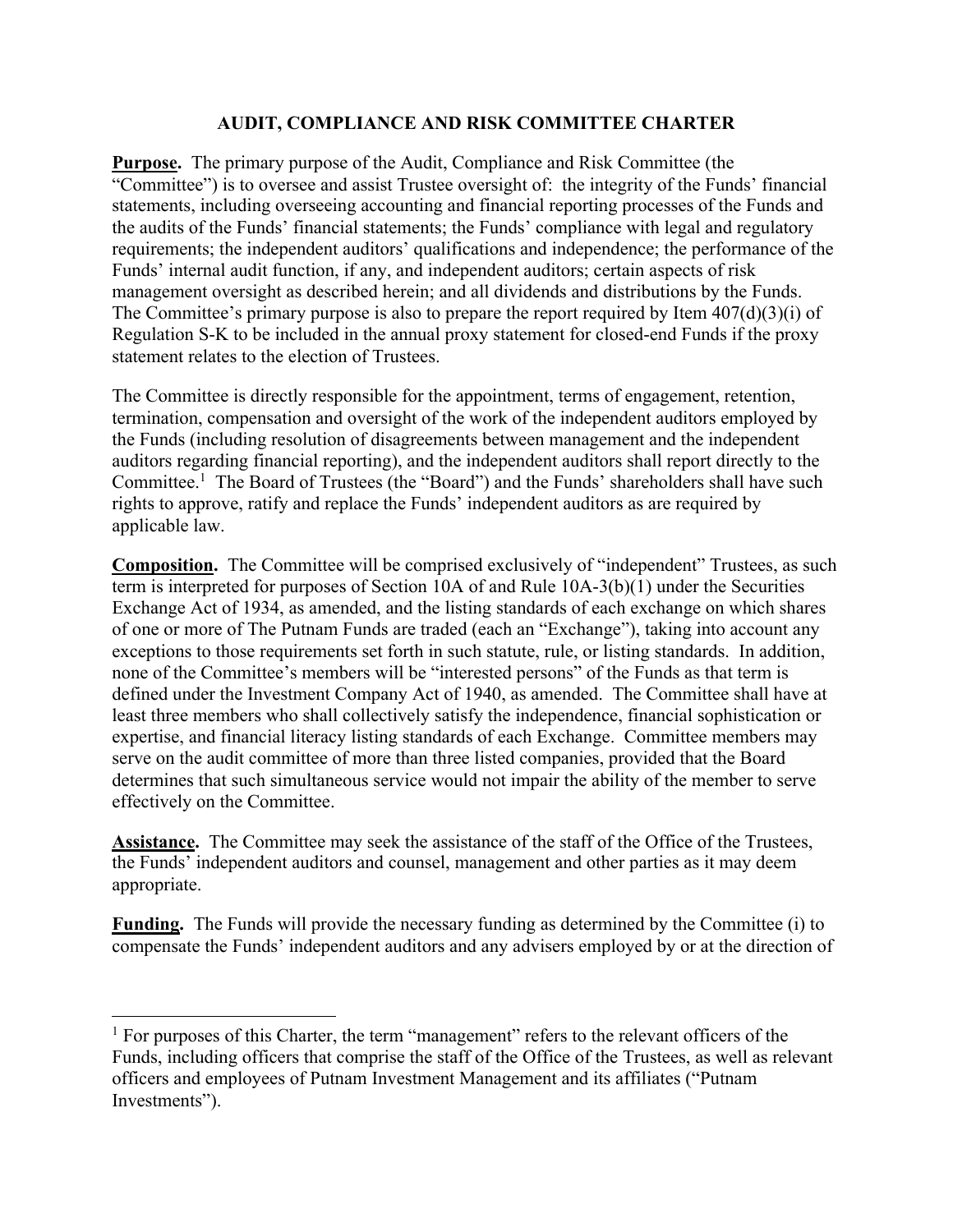# AUDIT, COMPLIANCE AND RISK COMMITTEE CHARTER

**Purpose.** The primary purpose of the Audit, Compliance and Risk Committee (the "Committee") is to oversee and assist Trustee oversight of: the integrity of the Funds' financial statements, including overseeing accounting and financial reporting processes of the Funds and the audits of the Funds' financial statements; the Funds' compliance with legal and regulatory requirements; the independent auditors' qualifications and independence; the performance of the Funds' internal audit function, if any, and independent auditors; certain aspects of risk management oversight as described herein; and all dividends and distributions by the Funds. The Committee's primary purpose is also to prepare the report required by Item 407(d)(3)(i) of Regulation S-K to be included in the annual proxy statement for closed-end Funds if the proxy statement relates to the election of Trustees.

The Committee is directly responsible for the appointment, terms of engagement, retention, termination, compensation and oversight of the work of the independent auditors employed by the Funds (including resolution of disagreements between management and the independent auditors regarding financial reporting), and the independent auditors shall report directly to the Committee.[1] The Board of Trustees (the "Board") and the Funds' shareholders shall have such rights to approve, ratify and replace the Funds' independent auditors as are required by applicable law.

**Composition.** The Committee will be comprised exclusively of "independent" Trustees, as such term is interpreted for purposes of Section 10A of and Rule 10A-3(b)(1) under the Securities Exchange Act of 1934, as amended, and the listing standards of each exchange on which shares of one or more of The Putnam Funds are traded (each an "Exchange"), taking into account any exceptions to those requirements set forth in such statute, rule, or listing standards. In addition, none of the Committee's members will be "interested persons" of the Funds as that term is defined under the Investment Company Act of 1940, as amended. The Committee shall have at least three members who shall collectively satisfy the independence, financial sophistication or expertise, and financial literacy listing standards of each Exchange. Committee members may serve on the audit committee of more than three listed companies, provided that the Board determines that such simultaneous service would not impair the ability of the member to serve effectively on the Committee.

**Assistance.** The Committee may seek the assistance of the staff of the Office of the Trustees, the Funds' independent auditors and counsel, management and other parties as it may deem appropriate.

**Funding.** The Funds will provide the necessary funding as determined by the Committee (i) to compensate the Funds' independent auditors and any advisers employed by or at the direction of

---

[1] For purposes of this Charter, the term "management" refers to the relevant officers of the Funds, including officers that comprise the staff of the Office of the Trustees, as well as relevant officers and employees of Putnam Investment Management and its affiliates ("Putnam Investments").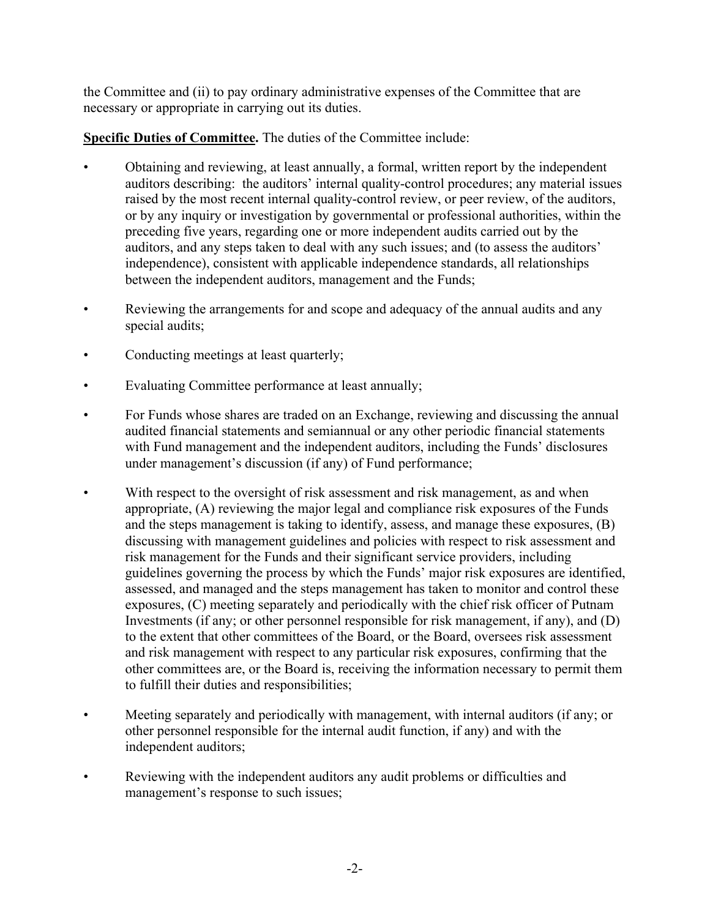the Committee and (ii) to pay ordinary administrative expenses of the Committee that are necessary or appropriate in carrying out its duties.

**Specific Duties of Committee.** The duties of the Committee include:

- Obtaining and reviewing, at least annually, a formal, written report by the independent auditors describing: the auditors' internal quality-control procedures; any material issues raised by the most recent internal quality-control review, or peer review, of the auditors, or by any inquiry or investigation by governmental or professional authorities, within the preceding five years, regarding one or more independent audits carried out by the auditors, and any steps taken to deal with any such issues; and (to assess the auditors' independence), consistent with applicable independence standards, all relationships between the independent auditors, management and the Funds;
- Reviewing the arrangements for and scope and adequacy of the annual audits and any special audits;
- Conducting meetings at least quarterly;
- Evaluating Committee performance at least annually;
- For Funds whose shares are traded on an Exchange, reviewing and discussing the annual audited financial statements and semiannual or any other periodic financial statements with Fund management and the independent auditors, including the Funds' disclosures under management's discussion (if any) of Fund performance;
- With respect to the oversight of risk assessment and risk management, as and when appropriate, (A) reviewing the major legal and compliance risk exposures of the Funds and the steps management is taking to identify, assess, and manage these exposures, (B) discussing with management guidelines and policies with respect to risk assessment and risk management for the Funds and their significant service providers, including guidelines governing the process by which the Funds' major risk exposures are identified, assessed, and managed and the steps management has taken to monitor and control these exposures, (C) meeting separately and periodically with the chief risk officer of Putnam Investments (if any; or other personnel responsible for risk management, if any), and (D) to the extent that other committees of the Board, or the Board, oversees risk assessment and risk management with respect to any particular risk exposures, confirming that the other committees are, or the Board is, receiving the information necessary to permit them to fulfill their duties and responsibilities;
- Meeting separately and periodically with management, with internal auditors (if any; or other personnel responsible for the internal audit function, if any) and with the independent auditors;
- Reviewing with the independent auditors any audit problems or difficulties and management's response to such issues;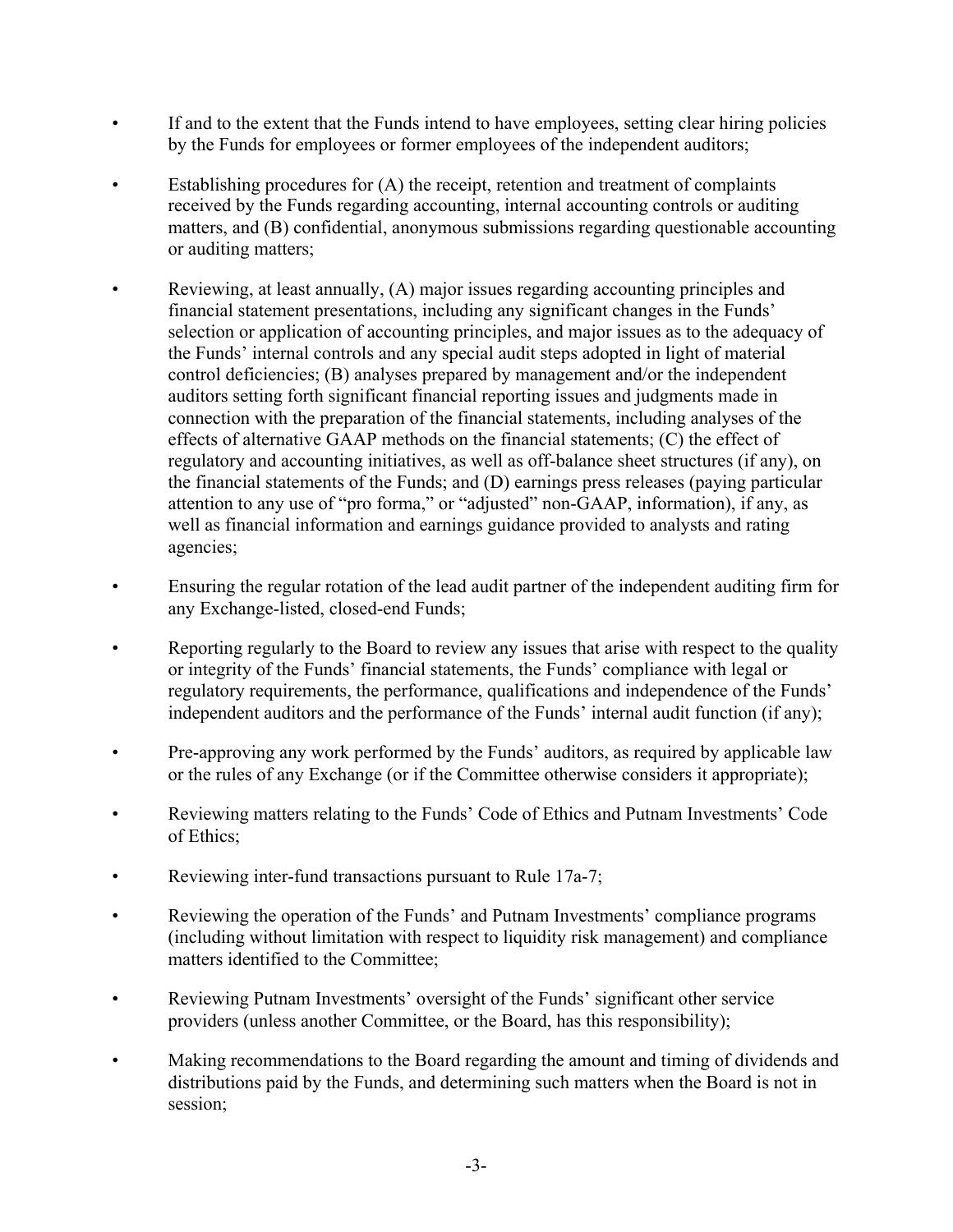- If and to the extent that the Funds intend to have employees, setting clear hiring policies by the Funds for employees or former employees of the independent auditors;

- Establishing procedures for (A) the receipt, retention and treatment of complaints received by the Funds regarding accounting, internal accounting controls or auditing matters, and (B) confidential, anonymous submissions regarding questionable accounting or auditing matters;

- Reviewing, at least annually, (A) major issues regarding accounting principles and financial statement presentations, including any significant changes in the Funds' selection or application of accounting principles, and major issues as to the adequacy of the Funds' internal controls and any special audit steps adopted in light of material control deficiencies; (B) analyses prepared by management and/or the independent auditors setting forth significant financial reporting issues and judgments made in connection with the preparation of the financial statements, including analyses of the effects of alternative GAAP methods on the financial statements; (C) the effect of regulatory and accounting initiatives, as well as off-balance sheet structures (if any), on the financial statements of the Funds; and (D) earnings press releases (paying particular attention to any use of "pro forma," or "adjusted" non-GAAP, information), if any, as well as financial information and earnings guidance provided to analysts and rating agencies;

- Ensuring the regular rotation of the lead audit partner of the independent auditing firm for any Exchange-listed, closed-end Funds;

- Reporting regularly to the Board to review any issues that arise with respect to the quality or integrity of the Funds' financial statements, the Funds' compliance with legal or regulatory requirements, the performance, qualifications and independence of the Funds' independent auditors and the performance of the Funds' internal audit function (if any);

- Pre-approving any work performed by the Funds' auditors, as required by applicable law or the rules of any Exchange (or if the Committee otherwise considers it appropriate);

- Reviewing matters relating to the Funds' Code of Ethics and Putnam Investments' Code of Ethics;

- Reviewing inter-fund transactions pursuant to Rule 17a-7;

- Reviewing the operation of the Funds' and Putnam Investments' compliance programs (including without limitation with respect to liquidity risk management) and compliance matters identified to the Committee;

- Reviewing Putnam Investments' oversight of the Funds' significant other service providers (unless another Committee, or the Board, has this responsibility);

- Making recommendations to the Board regarding the amount and timing of dividends and distributions paid by the Funds, and determining such matters when the Board is not in session;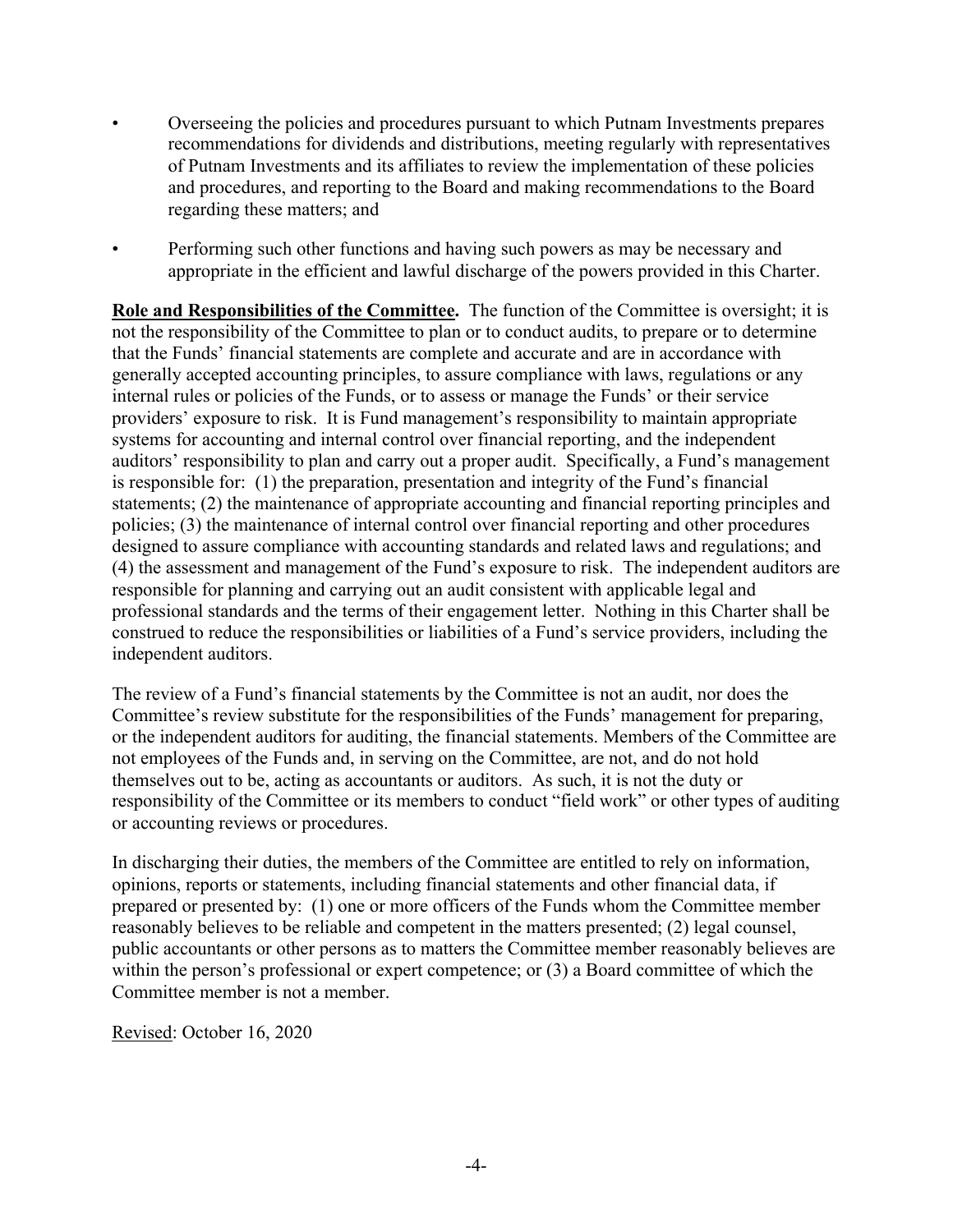- Overseeing the policies and procedures pursuant to which Putnam Investments prepares recommendations for dividends and distributions, meeting regularly with representatives of Putnam Investments and its affiliates to review the implementation of these policies and procedures, and reporting to the Board and making recommendations to the Board regarding these matters; and
- Performing such other functions and having such powers as may be necessary and appropriate in the efficient and lawful discharge of the powers provided in this Charter.

**Role and Responsibilities of the Committee.** The function of the Committee is oversight; it is not the responsibility of the Committee to plan or to conduct audits, to prepare or to determine that the Funds' financial statements are complete and accurate and are in accordance with generally accepted accounting principles, to assure compliance with laws, regulations or any internal rules or policies of the Funds, or to assess or manage the Funds' or their service providers' exposure to risk. It is Fund management's responsibility to maintain appropriate systems for accounting and internal control over financial reporting, and the independent auditors' responsibility to plan and carry out a proper audit. Specifically, a Fund's management is responsible for: (1) the preparation, presentation and integrity of the Fund's financial statements; (2) the maintenance of appropriate accounting and financial reporting principles and policies; (3) the maintenance of internal control over financial reporting and other procedures designed to assure compliance with accounting standards and related laws and regulations; and (4) the assessment and management of the Fund's exposure to risk. The independent auditors are responsible for planning and carrying out an audit consistent with applicable legal and professional standards and the terms of their engagement letter. Nothing in this Charter shall be construed to reduce the responsibilities or liabilities of a Fund's service providers, including the independent auditors.

The review of a Fund's financial statements by the Committee is not an audit, nor does the Committee's review substitute for the responsibilities of the Funds' management for preparing, or the independent auditors for auditing, the financial statements. Members of the Committee are not employees of the Funds and, in serving on the Committee, are not, and do not hold themselves out to be, acting as accountants or auditors. As such, it is not the duty or responsibility of the Committee or its members to conduct "field work" or other types of auditing or accounting reviews or procedures.

In discharging their duties, the members of the Committee are entitled to rely on information, opinions, reports or statements, including financial statements and other financial data, if prepared or presented by: (1) one or more officers of the Funds whom the Committee member reasonably believes to be reliable and competent in the matters presented; (2) legal counsel, public accountants or other persons as to matters the Committee member reasonably believes are within the person's professional or expert competence; or (3) a Board committee of which the Committee member is not a member.

Revised: October 16, 2020